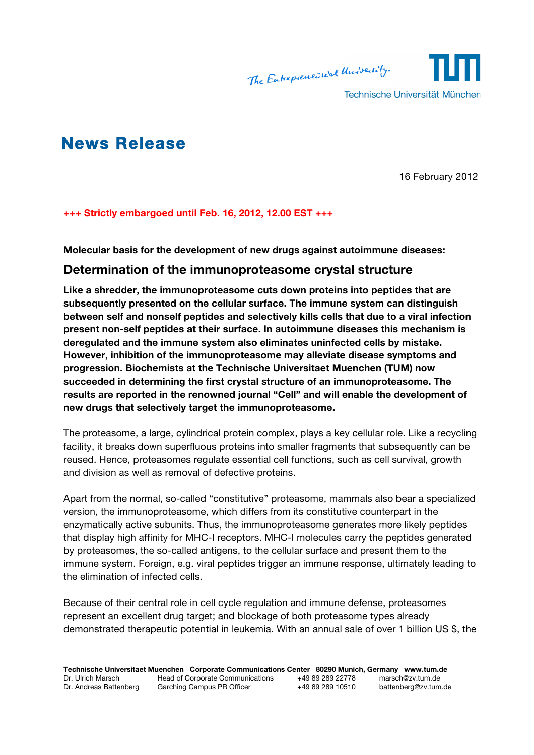# News Release

16 February 2012

**+++ Strictly embargoed until Feb. 16, 2012, 12.00 EST +++**

**Molecular basis for the development of new drugs against autoimmune diseases:**

## Determination of the immunoproteasome crystal structure

**Like a shredder, the immunoproteasome cuts down proteins into peptides that are subsequently presented on the cellular surface. The immune system can distinguish between self and nonself peptides and selectively kills cells that due to a viral infection present non-self peptides at their surface. In autoimmune diseases this mechanism is deregulated and the immune system also eliminates uninfected cells by mistake. However, inhibition of the immunoproteasome may alleviate disease symptoms and progression. Biochemists at the Technische Universitaet Muenchen (TUM) now succeeded in determining the first crystal structure of an immunoproteasome. The results are reported in the renowned journal "Cell" and will enable the development of new drugs that selectively target the immunoproteasome.**

The proteasome, a large, cylindrical protein complex, plays a key cellular role. Like a recycling facility, it breaks down superfluous proteins into smaller fragments that subsequently can be reused. Hence, proteasomes regulate essential cell functions, such as cell survival, growth and division as well as removal of defective proteins.

Apart from the normal, so-called "constitutive" proteasome, mammals also bear a specialized version, the immunoproteasome, which differs from its constitutive counterpart in the enzymatically active subunits. Thus, the immunoproteasome generates more likely peptides that display high affinity for MHC-I receptors. MHC-I molecules carry the peptides generated by proteasomes, the so-called antigens, to the cellular surface and present them to the immune system. Foreign, e.g. viral peptides trigger an immune response, ultimately leading to the elimination of infected cells.

Because of their central role in cell cycle regulation and immune defense, proteasomes represent an excellent drug target; and blockage of both proteasome types already demonstrated therapeutic potential in leukemia. With an annual sale of over 1 billion US $, the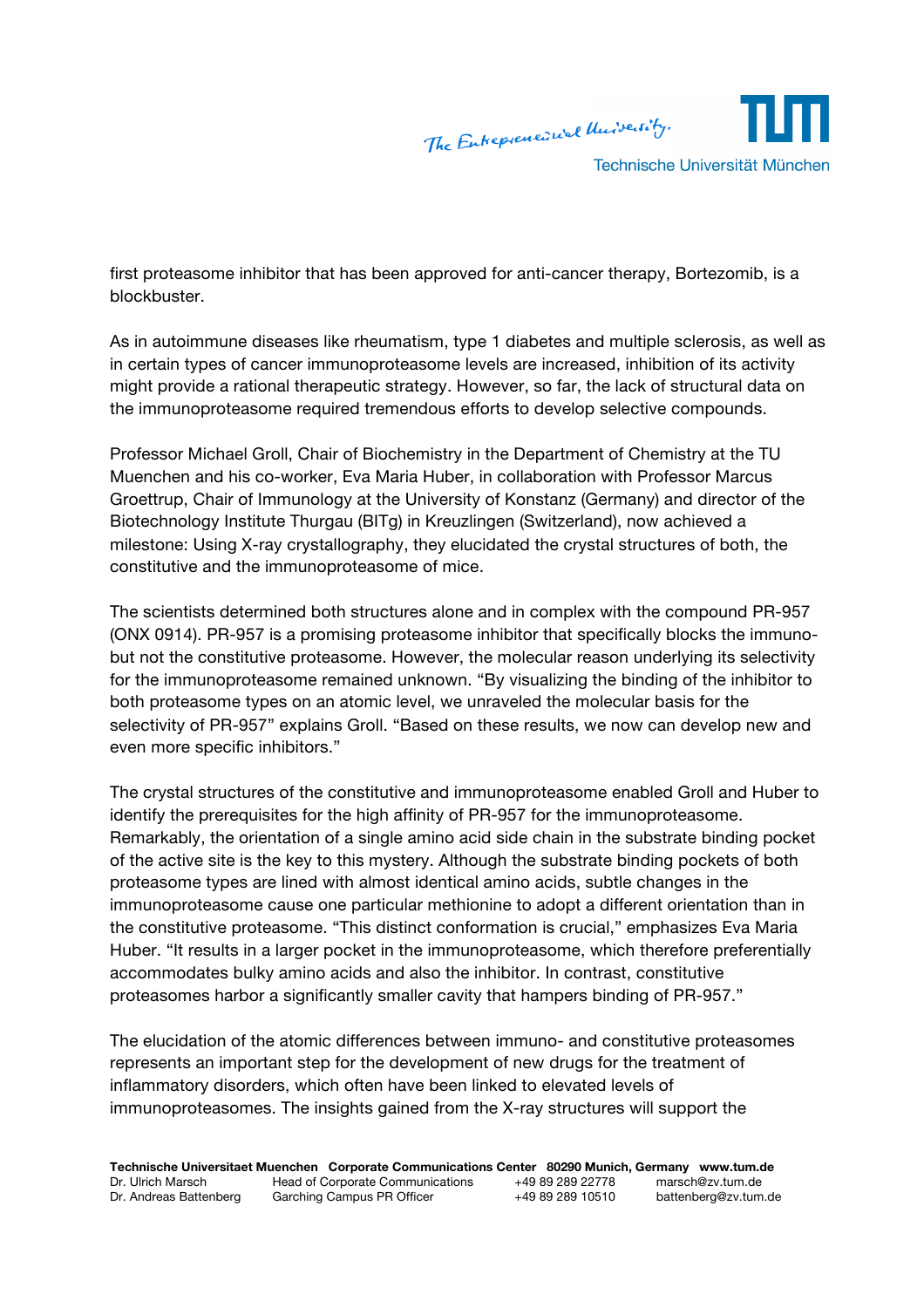first proteasome inhibitor that has been approved for anti-cancer therapy, Bortezomib, is a blockbuster.

As in autoimmune diseases like rheumatism, type 1 diabetes and multiple sclerosis, as well as in certain types of cancer immunoproteasome levels are increased, inhibition of its activity might provide a rational therapeutic strategy. However, so far, the lack of structural data on the immunoproteasome required tremendous efforts to develop selective compounds.

Professor Michael Groll, Chair of Biochemistry in the Department of Chemistry at the TU Muenchen and his co-worker, Eva Maria Huber, in collaboration with Professor Marcus Groettrup, Chair of Immunology at the University of Konstanz (Germany) and director of the Biotechnology Institute Thurgau (BITg) in Kreuzlingen (Switzerland), now achieved a milestone: Using X-ray crystallography, they elucidated the crystal structures of both, the constitutive and the immunoproteasome of mice.

The scientists determined both structures alone and in complex with the compound PR-957 (ONX 0914). PR-957 is a promising proteasome inhibitor that specifically blocks the immuno- but not the constitutive proteasome. However, the molecular reason underlying its selectivity for the immunoproteasome remained unknown. "By visualizing the binding of the inhibitor to both proteasome types on an atomic level, we unraveled the molecular basis for the selectivity of PR-957" explains Groll. "Based on these results, we now can develop new and even more specific inhibitors."

The crystal structures of the constitutive and immunoproteasome enabled Groll and Huber to identify the prerequisites for the high affinity of PR-957 for the immunoproteasome. Remarkably, the orientation of a single amino acid side chain in the substrate binding pocket of the active site is the key to this mystery. Although the substrate binding pockets of both proteasome types are lined with almost identical amino acids, subtle changes in the immunoproteasome cause one particular methionine to adopt a different orientation than in the constitutive proteasome. "This distinct conformation is crucial," emphasizes Eva Maria Huber. "It results in a larger pocket in the immunoproteasome, which therefore preferentially accommodates bulky amino acids and also the inhibitor. In contrast, constitutive proteasomes harbor a significantly smaller cavity that hampers binding of PR-957."

The elucidation of the atomic differences between immuno- and constitutive proteasomes represents an important step for the development of new drugs for the treatment of inflammatory disorders, which often have been linked to elevated levels of immunoproteasomes. The insights gained from the X-ray structures will support the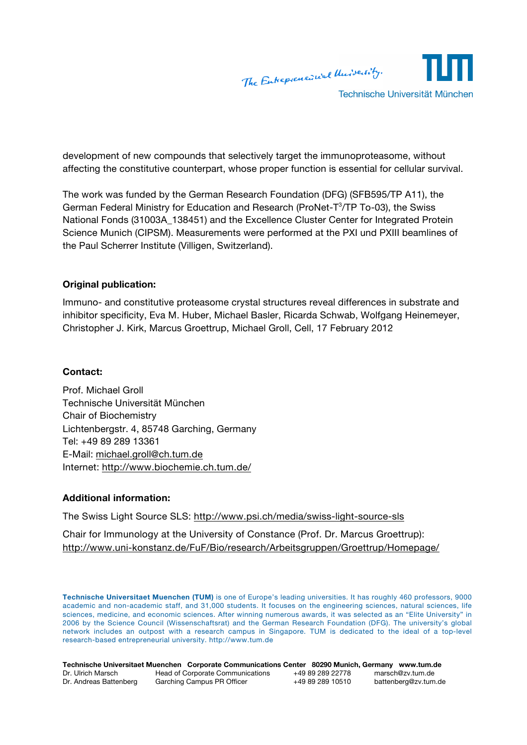development of new compounds that selectively target the immunoproteasome, without affecting the constitutive counterpart, whose proper function is essential for cellular survival.

The work was funded by the German Research Foundation (DFG) (SFB595/TP A11), the German Federal Ministry for Education and Research (ProNet-$T^3$/TP To-03), the Swiss National Fonds (31003A_138451) and the Excellence Cluster Center for Integrated Protein Science Munich (CIPSM). Measurements were performed at the PXI und PXIII beamlines of the Paul Scherrer Institute (Villigen, Switzerland).

**Original publication:**

Immuno- and constitutive proteasome crystal structures reveal differences in substrate and inhibitor specificity, Eva M. Huber, Michael Basler, Ricarda Schwab, Wolfgang Heinemeyer, Christopher J. Kirk, Marcus Groettrup, Michael Groll, Cell, 17 February 2012

**Contact:**

Prof. Michael Groll
Technische Universität München
Chair of Biochemistry
Lichtenbergstr. 4, 85748 Garching, Germany
Tel: +49 89 289 13361
E-Mail: michael.groll@ch.tum.de
Internet: http://www.biochemie.ch.tum.de/

**Additional information:**

The Swiss Light Source SLS: http://www.psi.ch/media/swiss-light-source-sls

Chair for Immunology at the University of Constance (Prof. Dr. Marcus Groettrup): http://www.uni-konstanz.de/FuF/Bio/research/Arbeitsgruppen/Groettrup/Homepage/

**Technische Universitaet Muenchen (TUM)** is one of Europe's leading universities. It has roughly 460 professors, 9000 academic and non-academic staff, and 31,000 students. It focuses on the engineering sciences, natural sciences, life sciences, medicine, and economic sciences. After winning numerous awards, it was selected as an "Elite University" in 2006 by the Science Council (Wissenschaftsrat) and the German Research Foundation (DFG). The university's global network includes an outpost with a research campus in Singapore. TUM is dedicated to the ideal of a top-level research-based entrepreneurial university. http://www.tum.de

**Technische Universitaet Muenchen Corporate Communications Center 80290 Munich, Germany www.tum.de**

| | | | |
|---|---|---|---|
| Dr. Ulrich Marsch | Head of Corporate Communications | +49 89 289 22778 | marsch@zv.tum.de |
| Dr. Andreas Battenberg | Garching Campus PR Officer | +49 89 289 10510 | battenberg@zv.tum.de |